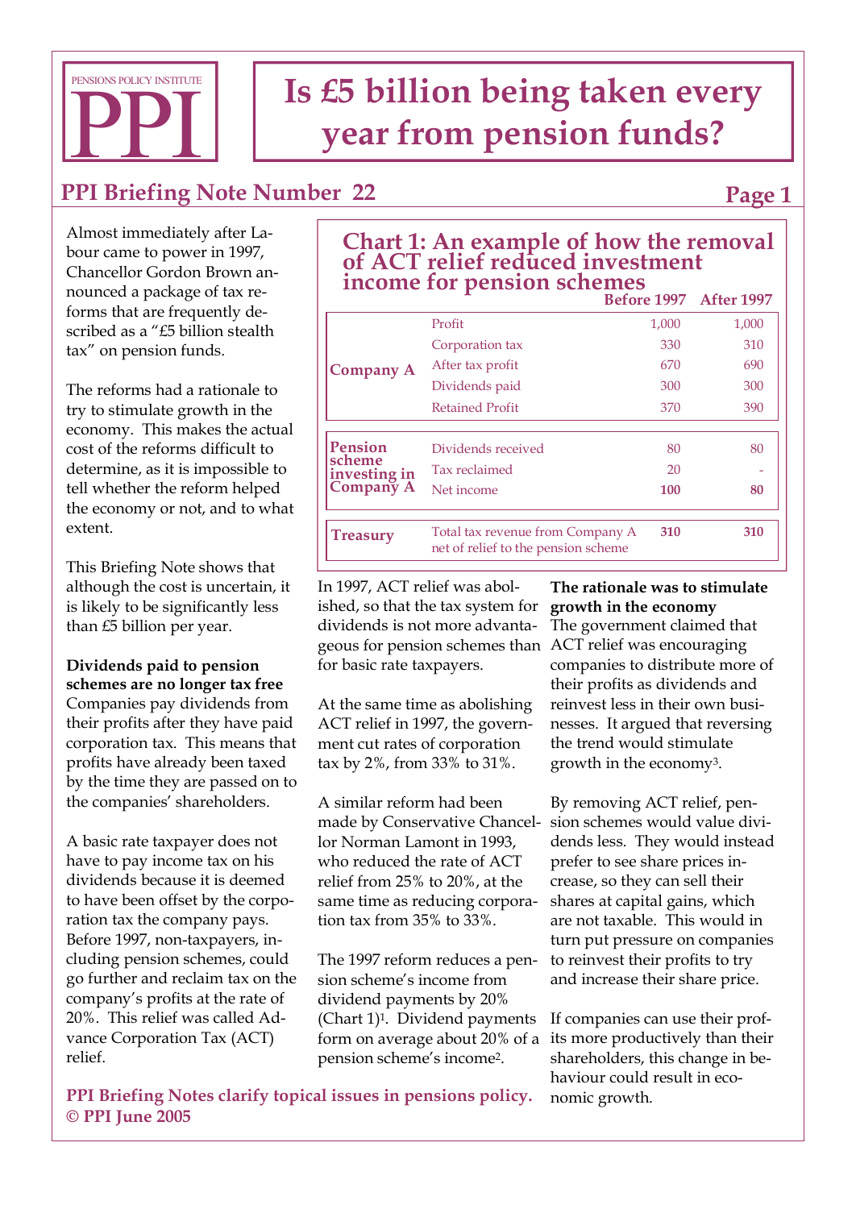# Is £5 billion being taken every year from pension funds?

## PPI Briefing Note Number 22

Almost immediately after Labour came to power in 1997, Chancellor Gordon Brown announced a package of tax reforms that are frequently described as a "£5 billion stealth tax" on pension funds.

The reforms had a rationale to try to stimulate growth in the economy. This makes the actual cost of the reforms difficult to determine, as it is impossible to tell whether the reform helped the economy or not, and to what extent.

This Briefing Note shows that although the cost is uncertain, it is likely to be significantly less than £5 billion per year.

**Dividends paid to pension schemes are no longer tax free**

Companies pay dividends from their profits after they have paid corporation tax. This means that profits have already been taxed by the time they are passed on to the companies' shareholders.

A basic rate taxpayer does not have to pay income tax on his dividends because it is deemed to have been offset by the corporation tax the company pays. Before 1997, non-taxpayers, including pension schemes, could go further and reclaim tax on the company's profits at the rate of 20%. This relief was called Advance Corporation Tax (ACT) relief.

### Chart 1: An example of how the removal of ACT relief reduced investment income for pension schemes

| | | Before 1997 | After 1997 |
|---|---|---|---|
| Company A | Profit | 1,000 | 1,000 |
| | Corporation tax | 330 | 310 |
| | After tax profit | 670 | 690 |
| | Dividends paid | 300 | 300 |
| | Retained Profit | 370 | 390 |
| Pension scheme investing in Company A | Dividends received | 80 | 80 |
| | Tax reclaimed | 20 | - |
| | Net income | **100** | **80** |
| Treasury | Total tax revenue from Company A net of relief to the pension scheme | **310** | **310** |

In 1997, ACT relief was abolished, so that the tax system for dividends is not more advantageous for pension schemes than for basic rate taxpayers.

At the same time as abolishing ACT relief in 1997, the government cut rates of corporation tax by 2%, from 33% to 31%.

A similar reform had been made by Conservative Chancellor Norman Lamont in 1993, who reduced the rate of ACT relief from 25% to 20%, at the same time as reducing corporation tax from 35% to 33%.

The 1997 reform reduces a pension scheme's income from dividend payments by 20% (Chart 1)[1]. Dividend payments form on average about 20% of a pension scheme's income[2].

**The rationale was to stimulate growth in the economy**

The government claimed that ACT relief was encouraging companies to distribute more of their profits as dividends and reinvest less in their own businesses. It argued that reversing the trend would stimulate growth in the economy[3].

By removing ACT relief, pension schemes would value dividends less. They would instead prefer to see share prices increase, so they can sell their shares at capital gains, which are not taxable. This would in turn put pressure on companies to reinvest their profits to try and increase their share price.

If companies can use their profits more productively than their shareholders, this change in behaviour could result in economic growth.

**PPI Briefing Notes clarify topical issues in pensions policy.**
**© PPI June 2005**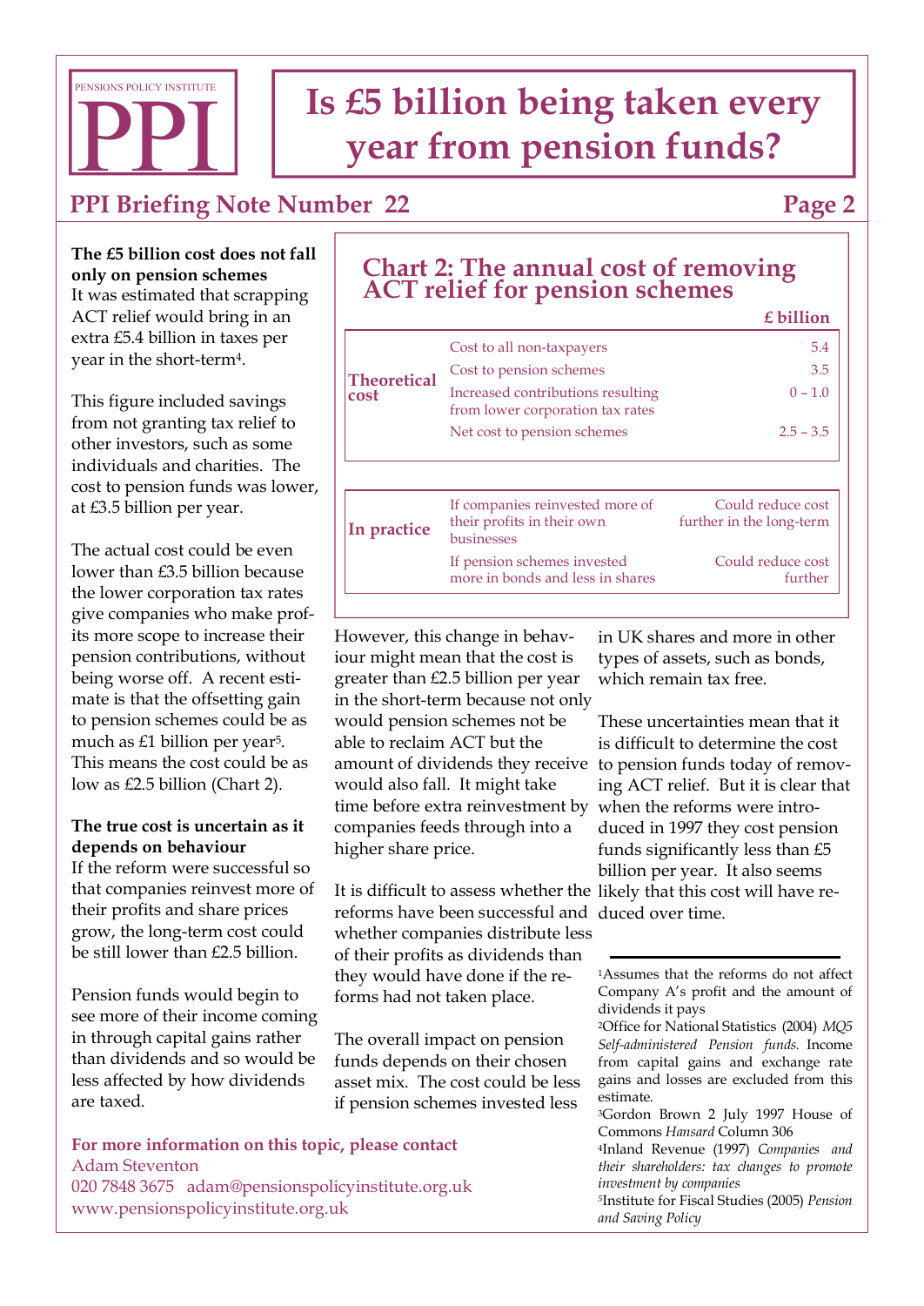# Is £5 billion being taken every year from pension funds?

## PPI Briefing Note Number 22

**The £5 billion cost does not fall only on pension schemes**
It was estimated that scrapping ACT relief would bring in an extra £5.4 billion in taxes per year in the short-term[4].

This figure included savings from not granting tax relief to other investors, such as some individuals and charities. The cost to pension funds was lower, at £3.5 billion per year.

The actual cost could be even lower than £3.5 billion because the lower corporation tax rates give companies who make profits more scope to increase their pension contributions, without being worse off. A recent estimate is that the offsetting gain to pension schemes could be as much as £1 billion per year[5]. This means the cost could be as low as £2.5 billion (Chart 2).

**The true cost is uncertain as it depends on behaviour**
If the reform were successful so that companies reinvest more of their profits and share prices grow, the long-term cost could be still lower than £2.5 billion.

Pension funds would begin to see more of their income coming in through capital gains rather than dividends and so would be less affected by how dividends are taxed.

### Chart 2: The annual cost of removing ACT relief for pension schemes

| | | £ billion |
|---|---|---|
| **Theoretical cost** | Cost to all non-taxpayers | 5.4 |
| | Cost to pension schemes | 3.5 |
| | Increased contributions resulting from lower corporation tax rates | 0 – 1.0 |
| | Net cost to pension schemes | 2.5 – 3.5 |
| **In practice** | If companies reinvested more of their profits in their own businesses | Could reduce cost further in the long-term |
| | If pension schemes invested more in bonds and less in shares | Could reduce cost further |

However, this change in behaviour might mean that the cost is greater than £2.5 billion per year in the short-term because not only would pension schemes not be able to reclaim ACT but the amount of dividends they receive would also fall. It might take time before extra reinvestment by companies feeds through into a higher share price.

It is difficult to assess whether the reforms have been successful and whether companies distribute less of their profits as dividends than they would have done if the reforms had not taken place.

The overall impact on pension funds depends on their chosen asset mix. The cost could be less if pension schemes invested less in UK shares and more in other types of assets, such as bonds, which remain tax free.

These uncertainties mean that it is difficult to determine the cost to pension funds today of removing ACT relief. But it is clear that when the reforms were introduced in 1997 they cost pension funds significantly less than £5 billion per year. It also seems likely that this cost will have reduced over time.

**For more information on this topic, please contact**
Adam Steventon
020 7848 3675 adam@pensionspolicyinstitute.org.uk
www.pensionspolicyinstitute.org.uk

---

[1] Assumes that the reforms do not affect Company A's profit and the amount of dividends it pays
[2] Office for National Statistics (2004) *MQ5 Self-administered Pension funds.* Income from capital gains and exchange rate gains and losses are excluded from this estimate.
[3] Gordon Brown 2 July 1997 House of Commons *Hansard* Column 306
[4] Inland Revenue (1997) *Companies and their shareholders: tax changes to promote investment by companies*
[5] Institute for Fiscal Studies (2005) *Pension and Saving Policy*